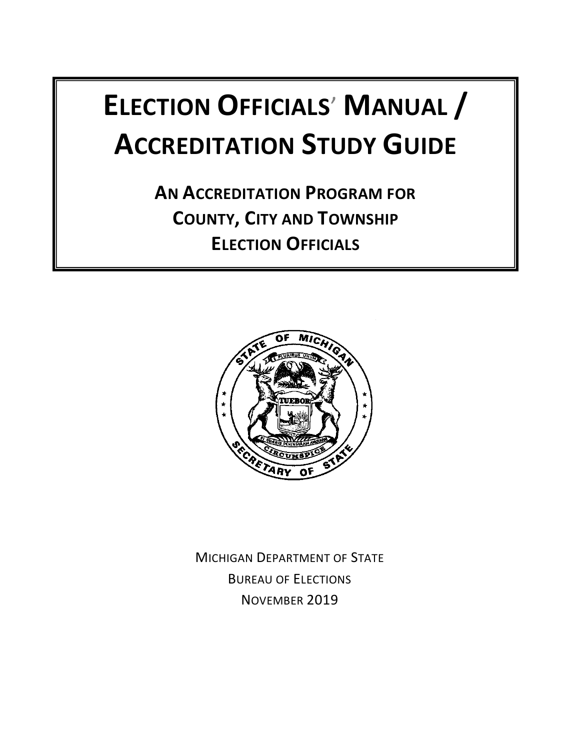# ELECTION OFFICIALS' MANUAL / ACCREDITATION STUDY GUIDE

## AN ACCREDITATION PROGRAM FOR COUNTY, CITY AND TOWNSHIP ELECTION OFFICIALS

MICHIGAN DEPARTMENT OF STATE

BUREAU OF ELECTIONS

NOVEMBER 2019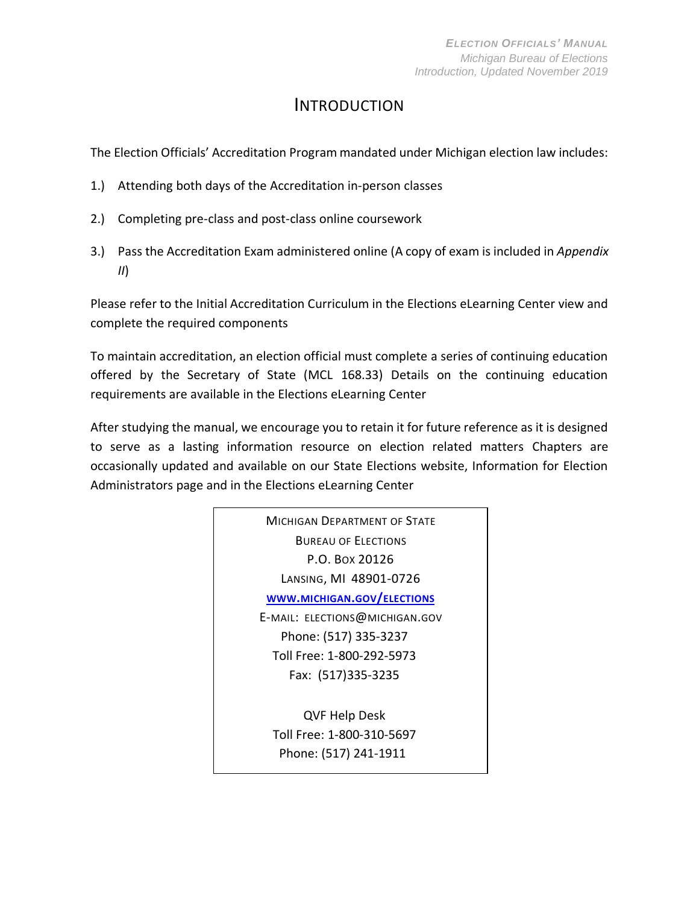# INTRODUCTION

The Election Officials' Accreditation Program mandated under Michigan election law includes:

1.) Attending both days of the Accreditation in-person classes

2.) Completing pre-class and post-class online coursework

3.) Pass the Accreditation Exam administered online (A copy of exam is included in *Appendix II*)

Please refer to the Initial Accreditation Curriculum in the Elections eLearning Center view and complete the required components

To maintain accreditation, an election official must complete a series of continuing education offered by the Secretary of State (MCL 168.33) Details on the continuing education requirements are available in the Elections eLearning Center

After studying the manual, we encourage you to retain it for future reference as it is designed to serve as a lasting information resource on election related matters Chapters are occasionally updated and available on our State Elections website, Information for Election Administrators page and in the Elections eLearning Center

MICHIGAN DEPARTMENT OF STATE
BUREAU OF ELECTIONS
P.O. BOX 20126
LANSING, MI 48901-0726
**WWW.MICHIGAN.GOV/ELECTIONS**
E-MAIL: ELECTIONS@MICHIGAN.GOV
Phone: (517) 335-3237
Toll Free: 1-800-292-5973
Fax: (517)335-3235

QVF Help Desk
Toll Free: 1-800-310-5697
Phone: (517) 241-1911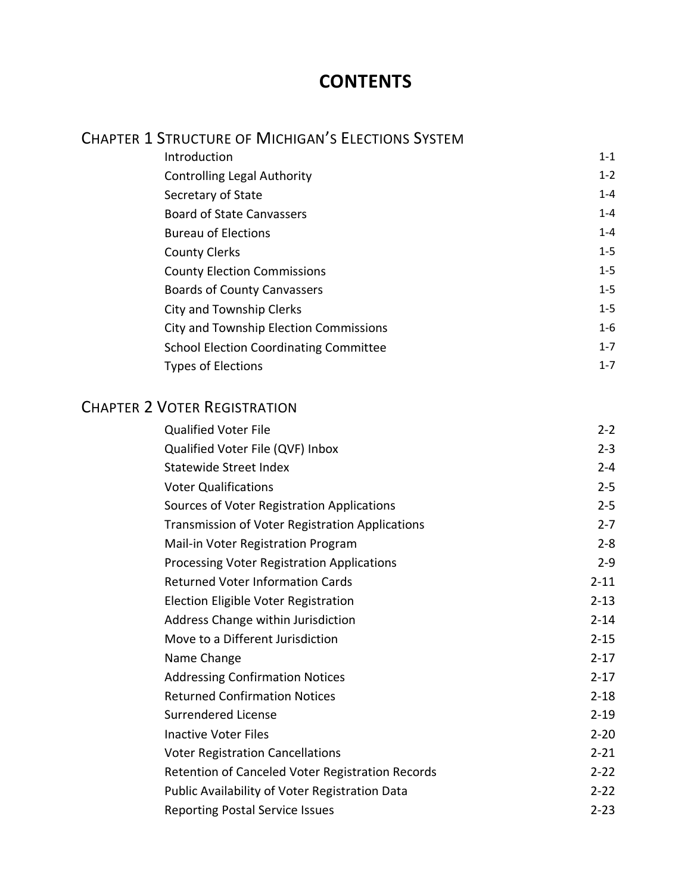# CONTENTS

## CHAPTER 1 STRUCTURE OF MICHIGAN'S ELECTIONS SYSTEM

| | |
|---|---|
| Introduction | 1-1 |
| Controlling Legal Authority | 1-2 |
| Secretary of State | 1-4 |
| Board of State Canvassers | 1-4 |
| Bureau of Elections | 1-4 |
| County Clerks | 1-5 |
| County Election Commissions | 1-5 |
| Boards of County Canvassers | 1-5 |
| City and Township Clerks | 1-5 |
| City and Township Election Commissions | 1-6 |
| School Election Coordinating Committee | 1-7 |
| Types of Elections | 1-7 |

## CHAPTER 2 VOTER REGISTRATION

| | |
|---|---|
| Qualified Voter File | 2-2 |
| Qualified Voter File (QVF) Inbox | 2-3 |
| Statewide Street Index | 2-4 |
| Voter Qualifications | 2-5 |
| Sources of Voter Registration Applications | 2-5 |
| Transmission of Voter Registration Applications | 2-7 |
| Mail-in Voter Registration Program | 2-8 |
| Processing Voter Registration Applications | 2-9 |
| Returned Voter Information Cards | 2-11 |
| Election Eligible Voter Registration | 2-13 |
| Address Change within Jurisdiction | 2-14 |
| Move to a Different Jurisdiction | 2-15 |
| Name Change | 2-17 |
| Addressing Confirmation Notices | 2-17 |
| Returned Confirmation Notices | 2-18 |
| Surrendered License | 2-19 |
| Inactive Voter Files | 2-20 |
| Voter Registration Cancellations | 2-21 |
| Retention of Canceled Voter Registration Records | 2-22 |
| Public Availability of Voter Registration Data | 2-22 |
| Reporting Postal Service Issues | 2-23 |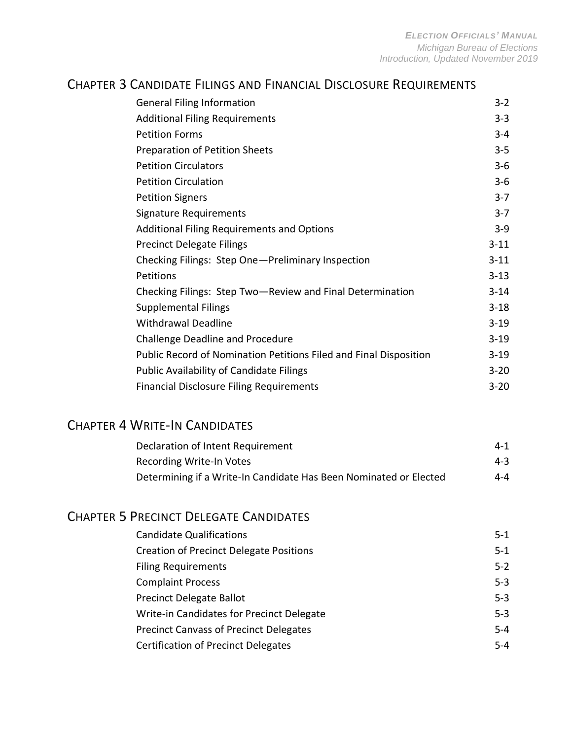## Chapter 3 Candidate Filings and Financial Disclosure Requirements

| | |
|---|---|
| General Filing Information | 3-2 |
| Additional Filing Requirements | 3-3 |
| Petition Forms | 3-4 |
| Preparation of Petition Sheets | 3-5 |
| Petition Circulators | 3-6 |
| Petition Circulation | 3-6 |
| Petition Signers | 3-7 |
| Signature Requirements | 3-7 |
| Additional Filing Requirements and Options | 3-9 |
| Precinct Delegate Filings | 3-11 |
| Checking Filings: Step One—Preliminary Inspection | 3-11 |
| Petitions | 3-13 |
| Checking Filings: Step Two—Review and Final Determination | 3-14 |
| Supplemental Filings | 3-18 |
| Withdrawal Deadline | 3-19 |
| Challenge Deadline and Procedure | 3-19 |
| Public Record of Nomination Petitions Filed and Final Disposition | 3-19 |
| Public Availability of Candidate Filings | 3-20 |
| Financial Disclosure Filing Requirements | 3-20 |

## Chapter 4 Write-In Candidates

| | |
|---|---|
| Declaration of Intent Requirement | 4-1 |
| Recording Write-In Votes | 4-3 |
| Determining if a Write-In Candidate Has Been Nominated or Elected | 4-4 |

## Chapter 5 Precinct Delegate Candidates

| | |
|---|---|
| Candidate Qualifications | 5-1 |
| Creation of Precinct Delegate Positions | 5-1 |
| Filing Requirements | 5-2 |
| Complaint Process | 5-3 |
| Precinct Delegate Ballot | 5-3 |
| Write-in Candidates for Precinct Delegate | 5-3 |
| Precinct Canvass of Precinct Delegates | 5-4 |
| Certification of Precinct Delegates | 5-4 |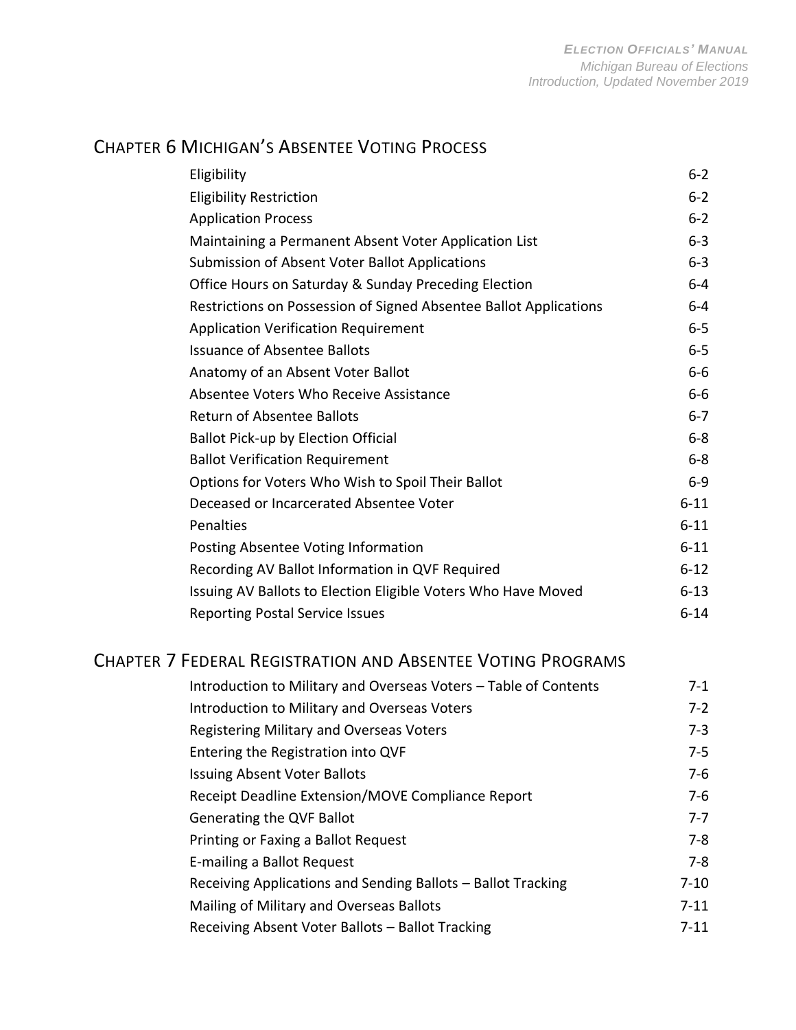## Chapter 6 Michigan's Absentee Voting Process

| | |
|---|---|
| Eligibility | 6-2 |
| Eligibility Restriction | 6-2 |
| Application Process | 6-2 |
| Maintaining a Permanent Absent Voter Application List | 6-3 |
| Submission of Absent Voter Ballot Applications | 6-3 |
| Office Hours on Saturday & Sunday Preceding Election | 6-4 |
| Restrictions on Possession of Signed Absentee Ballot Applications | 6-4 |
| Application Verification Requirement | 6-5 |
| Issuance of Absentee Ballots | 6-5 |
| Anatomy of an Absent Voter Ballot | 6-6 |
| Absentee Voters Who Receive Assistance | 6-6 |
| Return of Absentee Ballots | 6-7 |
| Ballot Pick-up by Election Official | 6-8 |
| Ballot Verification Requirement | 6-8 |
| Options for Voters Who Wish to Spoil Their Ballot | 6-9 |
| Deceased or Incarcerated Absentee Voter | 6-11 |
| Penalties | 6-11 |
| Posting Absentee Voting Information | 6-11 |
| Recording AV Ballot Information in QVF Required | 6-12 |
| Issuing AV Ballots to Election Eligible Voters Who Have Moved | 6-13 |
| Reporting Postal Service Issues | 6-14 |

## Chapter 7 Federal Registration and Absentee Voting Programs

| | |
|---|---|
| Introduction to Military and Overseas Voters – Table of Contents | 7-1 |
| Introduction to Military and Overseas Voters | 7-2 |
| Registering Military and Overseas Voters | 7-3 |
| Entering the Registration into QVF | 7-5 |
| Issuing Absent Voter Ballots | 7-6 |
| Receipt Deadline Extension/MOVE Compliance Report | 7-6 |
| Generating the QVF Ballot | 7-7 |
| Printing or Faxing a Ballot Request | 7-8 |
| E-mailing a Ballot Request | 7-8 |
| Receiving Applications and Sending Ballots – Ballot Tracking | 7-10 |
| Mailing of Military and Overseas Ballots | 7-11 |
| Receiving Absent Voter Ballots – Ballot Tracking | 7-11 |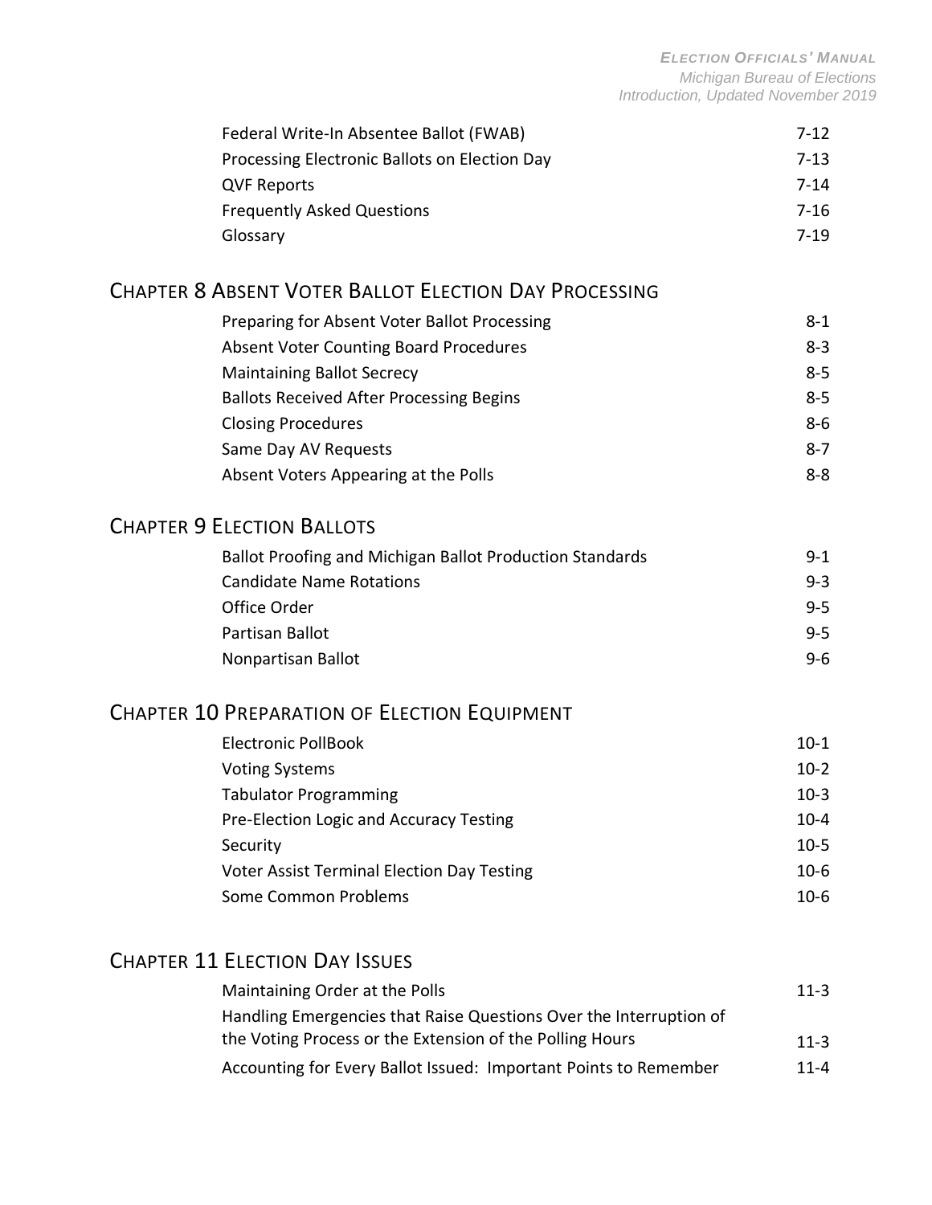| | |
|---|---|
| Federal Write-In Absentee Ballot (FWAB) | 7-12 |
| Processing Electronic Ballots on Election Day | 7-13 |
| QVF Reports | 7-14 |
| Frequently Asked Questions | 7-16 |
| Glossary | 7-19 |

## Chapter 8 Absent Voter Ballot Election Day Processing

| | |
|---|---|
| Preparing for Absent Voter Ballot Processing | 8-1 |
| Absent Voter Counting Board Procedures | 8-3 |
| Maintaining Ballot Secrecy | 8-5 |
| Ballots Received After Processing Begins | 8-5 |
| Closing Procedures | 8-6 |
| Same Day AV Requests | 8-7 |
| Absent Voters Appearing at the Polls | 8-8 |

## Chapter 9 Election Ballots

| | |
|---|---|
| Ballot Proofing and Michigan Ballot Production Standards | 9-1 |
| Candidate Name Rotations | 9-3 |
| Office Order | 9-5 |
| Partisan Ballot | 9-5 |
| Nonpartisan Ballot | 9-6 |

## Chapter 10 Preparation of Election Equipment

| | |
|---|---|
| Electronic PollBook | 10-1 |
| Voting Systems | 10-2 |
| Tabulator Programming | 10-3 |
| Pre-Election Logic and Accuracy Testing | 10-4 |
| Security | 10-5 |
| Voter Assist Terminal Election Day Testing | 10-6 |
| Some Common Problems | 10-6 |

## Chapter 11 Election Day Issues

| | |
|---|---|
| Maintaining Order at the Polls | 11-3 |
| Handling Emergencies that Raise Questions Over the Interruption of the Voting Process or the Extension of the Polling Hours | 11-3 |
| Accounting for Every Ballot Issued: Important Points to Remember | 11-4 |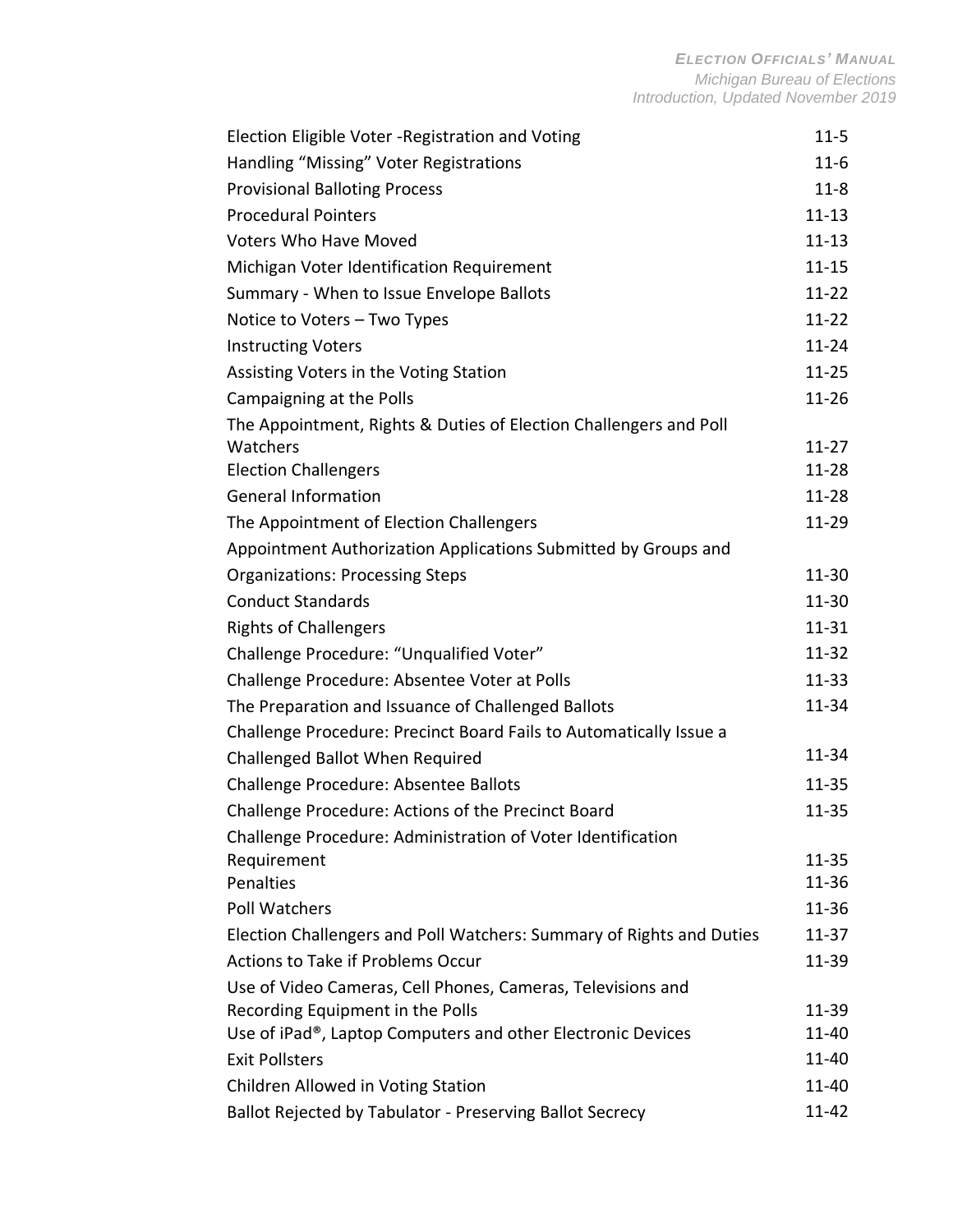| | |
|---|---|
| Election Eligible Voter -Registration and Voting | 11-5 |
| Handling "Missing" Voter Registrations | 11-6 |
| Provisional Balloting Process | 11-8 |
| Procedural Pointers | 11-13 |
| Voters Who Have Moved | 11-13 |
| Michigan Voter Identification Requirement | 11-15 |
| Summary - When to Issue Envelope Ballots | 11-22 |
| Notice to Voters – Two Types | 11-22 |
| Instructing Voters | 11-24 |
| Assisting Voters in the Voting Station | 11-25 |
| Campaigning at the Polls | 11-26 |
| The Appointment, Rights & Duties of Election Challengers and Poll Watchers | 11-27 |
| Election Challengers | 11-28 |
| General Information | 11-28 |
| The Appointment of Election Challengers | 11-29 |
| Appointment Authorization Applications Submitted by Groups and Organizations: Processing Steps | 11-30 |
| Conduct Standards | 11-30 |
| Rights of Challengers | 11-31 |
| Challenge Procedure: "Unqualified Voter" | 11-32 |
| Challenge Procedure: Absentee Voter at Polls | 11-33 |
| The Preparation and Issuance of Challenged Ballots | 11-34 |
| Challenge Procedure: Precinct Board Fails to Automatically Issue a Challenged Ballot When Required | 11-34 |
| Challenge Procedure: Absentee Ballots | 11-35 |
| Challenge Procedure: Actions of the Precinct Board | 11-35 |
| Challenge Procedure: Administration of Voter Identification Requirement | 11-35 |
| Penalties | 11-36 |
| Poll Watchers | 11-36 |
| Election Challengers and Poll Watchers: Summary of Rights and Duties | 11-37 |
| Actions to Take if Problems Occur | 11-39 |
| Use of Video Cameras, Cell Phones, Cameras, Televisions and Recording Equipment in the Polls | 11-39 |
| Use of iPad®, Laptop Computers and other Electronic Devices | 11-40 |
| Exit Pollsters | 11-40 |
| Children Allowed in Voting Station | 11-40 |
| Ballot Rejected by Tabulator - Preserving Ballot Secrecy | 11-42 |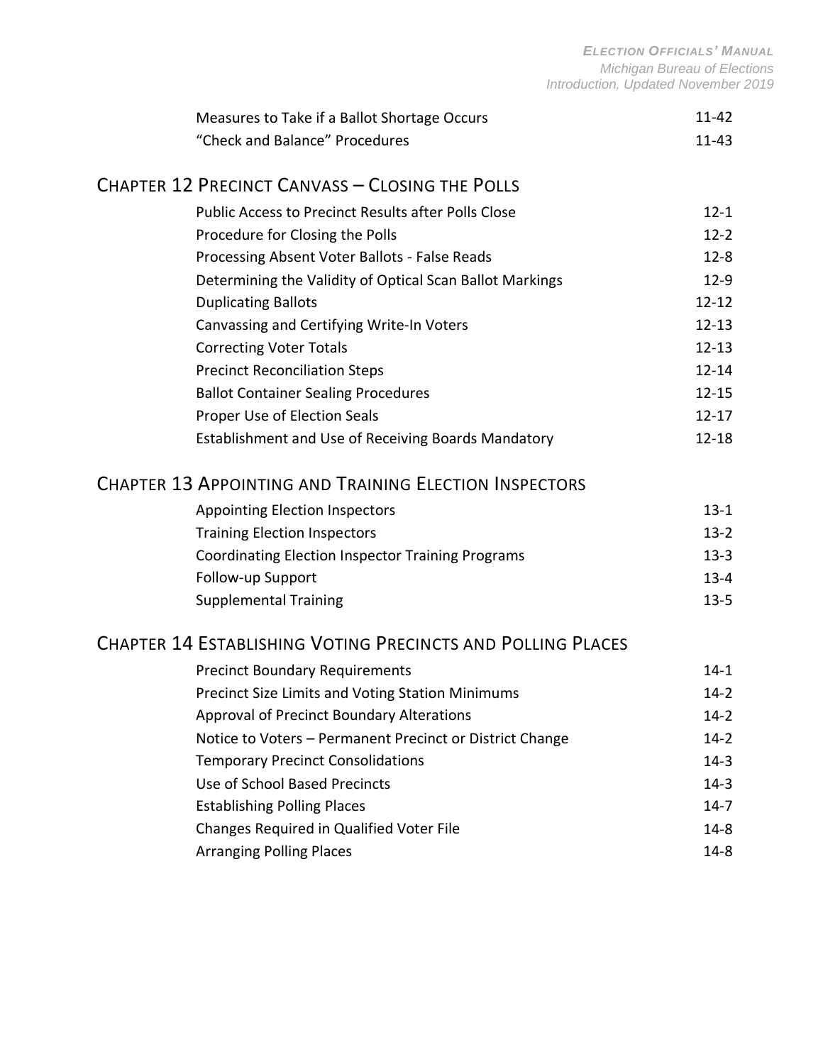| | |
|---|---|
| Measures to Take if a Ballot Shortage Occurs | 11-42 |
| "Check and Balance" Procedures | 11-43 |

## Chapter 12 Precinct Canvass – Closing the Polls

| | |
|---|---|
| Public Access to Precinct Results after Polls Close | 12-1 |
| Procedure for Closing the Polls | 12-2 |
| Processing Absent Voter Ballots - False Reads | 12-8 |
| Determining the Validity of Optical Scan Ballot Markings | 12-9 |
| Duplicating Ballots | 12-12 |
| Canvassing and Certifying Write-In Voters | 12-13 |
| Correcting Voter Totals | 12-13 |
| Precinct Reconciliation Steps | 12-14 |
| Ballot Container Sealing Procedures | 12-15 |
| Proper Use of Election Seals | 12-17 |
| Establishment and Use of Receiving Boards Mandatory | 12-18 |

## Chapter 13 Appointing and Training Election Inspectors

| | |
|---|---|
| Appointing Election Inspectors | 13-1 |
| Training Election Inspectors | 13-2 |
| Coordinating Election Inspector Training Programs | 13-3 |
| Follow-up Support | 13-4 |
| Supplemental Training | 13-5 |

## Chapter 14 Establishing Voting Precincts and Polling Places

| | |
|---|---|
| Precinct Boundary Requirements | 14-1 |
| Precinct Size Limits and Voting Station Minimums | 14-2 |
| Approval of Precinct Boundary Alterations | 14-2 |
| Notice to Voters – Permanent Precinct or District Change | 14-2 |
| Temporary Precinct Consolidations | 14-3 |
| Use of School Based Precincts | 14-3 |
| Establishing Polling Places | 14-7 |
| Changes Required in Qualified Voter File | 14-8 |
| Arranging Polling Places | 14-8 |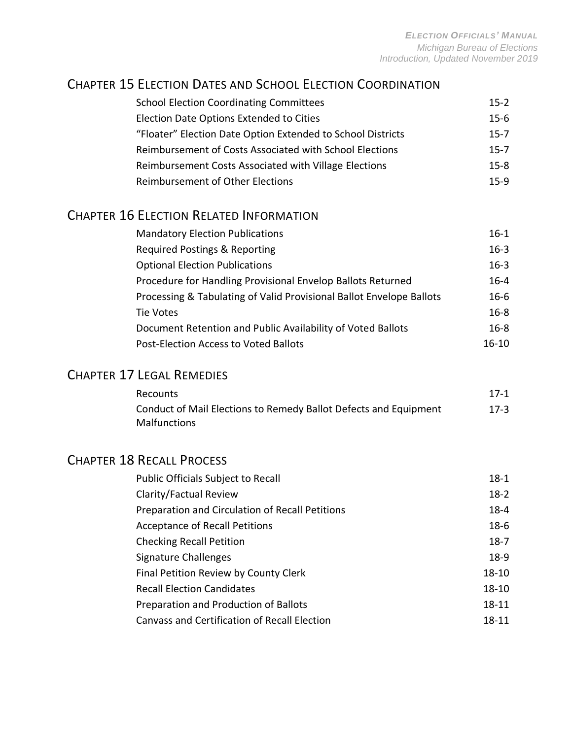## Chapter 15 Election Dates and School Election Coordination

| | |
|---|---|
| School Election Coordinating Committees | 15-2 |
| Election Date Options Extended to Cities | 15-6 |
| "Floater" Election Date Option Extended to School Districts | 15-7 |
| Reimbursement of Costs Associated with School Elections | 15-7 |
| Reimbursement Costs Associated with Village Elections | 15-8 |
| Reimbursement of Other Elections | 15-9 |

## Chapter 16 Election Related Information

| | |
|---|---|
| Mandatory Election Publications | 16-1 |
| Required Postings & Reporting | 16-3 |
| Optional Election Publications | 16-3 |
| Procedure for Handling Provisional Envelop Ballots Returned | 16-4 |
| Processing & Tabulating of Valid Provisional Ballot Envelope Ballots | 16-6 |
| Tie Votes | 16-8 |
| Document Retention and Public Availability of Voted Ballots | 16-8 |
| Post-Election Access to Voted Ballots | 16-10 |

## Chapter 17 Legal Remedies

| | |
|---|---|
| Recounts | 17-1 |
| Conduct of Mail Elections to Remedy Ballot Defects and Equipment Malfunctions | 17-3 |

## Chapter 18 Recall Process

| | |
|---|---|
| Public Officials Subject to Recall | 18-1 |
| Clarity/Factual Review | 18-2 |
| Preparation and Circulation of Recall Petitions | 18-4 |
| Acceptance of Recall Petitions | 18-6 |
| Checking Recall Petition | 18-7 |
| Signature Challenges | 18-9 |
| Final Petition Review by County Clerk | 18-10 |
| Recall Election Candidates | 18-10 |
| Preparation and Production of Ballots | 18-11 |
| Canvass and Certification of Recall Election | 18-11 |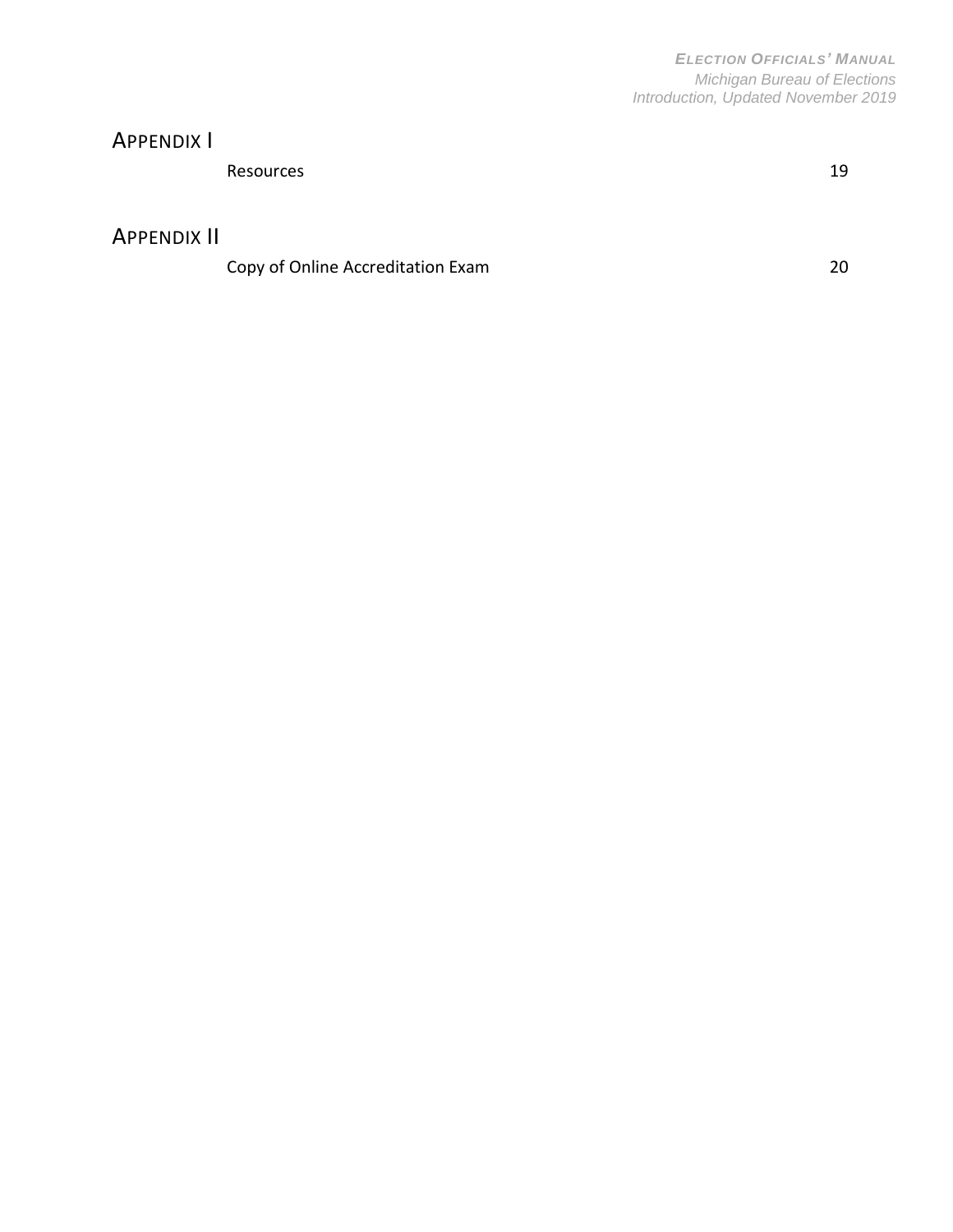## Appendix I

Resources 19

## Appendix II

Copy of Online Accreditation Exam 20